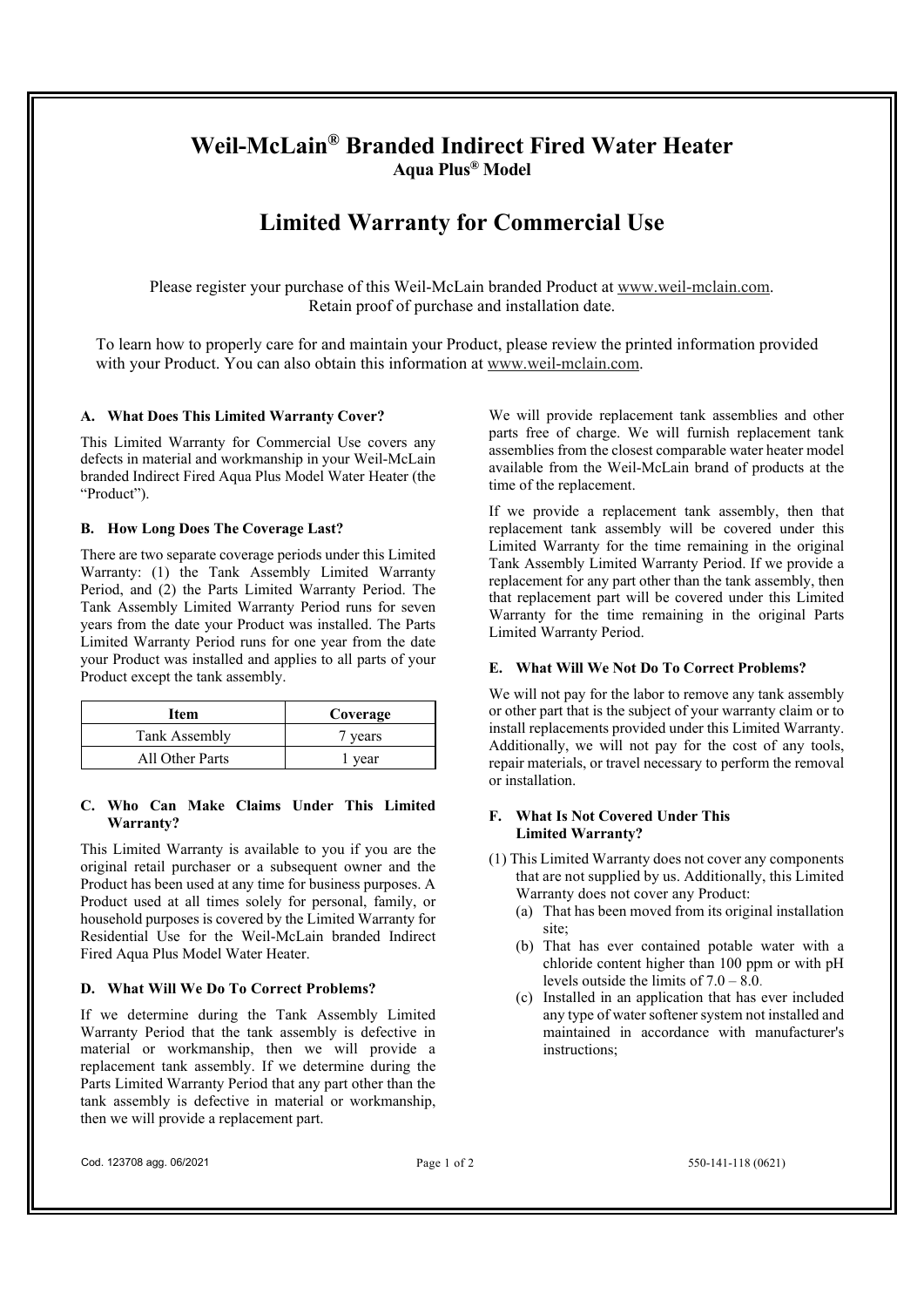# Weil-McLain® Branded Indirect Fired Water Heater

**Aqua Plus® Model**

## Limited Warranty for Commercial Use

Please register your purchase of this Weil-McLain branded Product at www.weil-mclain.com.
Retain proof of purchase and installation date.

To learn how to properly care for and maintain your Product, please review the printed information provided with your Product. You can also obtain this information at www.weil-mclain.com.

### A. What Does This Limited Warranty Cover?

This Limited Warranty for Commercial Use covers any defects in material and workmanship in your Weil-McLain branded Indirect Fired Aqua Plus Model Water Heater (the "Product").

### B. How Long Does The Coverage Last?

There are two separate coverage periods under this Limited Warranty: (1) the Tank Assembly Limited Warranty Period, and (2) the Parts Limited Warranty Period. The Tank Assembly Limited Warranty Period runs for seven years from the date your Product was installed. The Parts Limited Warranty Period runs for one year from the date your Product was installed and applies to all parts of your Product except the tank assembly.

| Item | Coverage |
| --- | --- |
| Tank Assembly | 7 years |
| All Other Parts | 1 year |

### C. Who Can Make Claims Under This Limited Warranty?

This Limited Warranty is available to you if you are the original retail purchaser or a subsequent owner and the Product has been used at any time for business purposes. A Product used at all times solely for personal, family, or household purposes is covered by the Limited Warranty for Residential Use for the Weil-McLain branded Indirect Fired Aqua Plus Model Water Heater.

### D. What Will We Do To Correct Problems?

If we determine during the Tank Assembly Limited Warranty Period that the tank assembly is defective in material or workmanship, then we will provide a replacement tank assembly. If we determine during the Parts Limited Warranty Period that any part other than the tank assembly is defective in material or workmanship, then we will provide a replacement part.

We will provide replacement tank assemblies and other parts free of charge. We will furnish replacement tank assemblies from the closest comparable water heater model available from the Weil-McLain brand of products at the time of the replacement.

If we provide a replacement tank assembly, then that replacement tank assembly will be covered under this Limited Warranty for the time remaining in the original Tank Assembly Limited Warranty Period. If we provide a replacement for any part other than the tank assembly, then that replacement part will be covered under this Limited Warranty for the time remaining in the original Parts Limited Warranty Period.

### E. What Will We Not Do To Correct Problems?

We will not pay for the labor to remove any tank assembly or other part that is the subject of your warranty claim or to install replacements provided under this Limited Warranty. Additionally, we will not pay for the cost of any tools, repair materials, or travel necessary to perform the removal or installation.

### F. What Is Not Covered Under This Limited Warranty?

(1) This Limited Warranty does not cover any components that are not supplied by us. Additionally, this Limited Warranty does not cover any Product:

- (a) That has been moved from its original installation site;
- (b) That has ever contained potable water with a chloride content higher than 100 ppm or with pH levels outside the limits of 7.0 – 8.0.
- (c) Installed in an application that has ever included any type of water softener system not installed and maintained in accordance with manufacturer's instructions;

Cod. 123708 agg. 06/2021 550-141-118 (0621)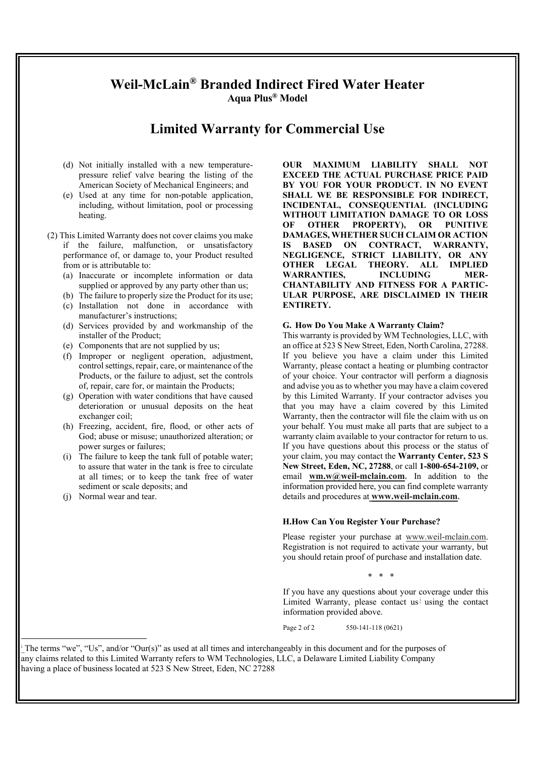# Weil-McLain® Branded Indirect Fired Water Heater

**Aqua Plus® Model**

## Limited Warranty for Commercial Use

(d) Not initially installed with a new temperature-pressure relief valve bearing the listing of the American Society of Mechanical Engineers; and

(e) Used at any time for non-potable application, including, without limitation, pool or processing heating.

(2) This Limited Warranty does not cover claims you make if the failure, malfunction, or unsatisfactory performance of, or damage to, your Product resulted from or is attributable to:

(a) Inaccurate or incomplete information or data supplied or approved by any party other than us;

(b) The failure to properly size the Product for its use;

(c) Installation not done in accordance with manufacturer's instructions;

(d) Services provided by and workmanship of the installer of the Product;

(e) Components that are not supplied by us;

(f) Improper or negligent operation, adjustment, control settings, repair, care, or maintenance of the Products, or the failure to adjust, set the controls of, repair, care for, or maintain the Products;

(g) Operation with water conditions that have caused deterioration or unusual deposits on the heat exchanger coil;

(h) Freezing, accident, fire, flood, or other acts of God; abuse or misuse; unauthorized alteration; or power surges or failures;

(i) The failure to keep the tank full of potable water; to assure that water in the tank is free to circulate at all times; or to keep the tank free of water sediment or scale deposits; and

(j) Normal wear and tear.

**OUR MAXIMUM LIABILITY SHALL NOT EXCEED THE ACTUAL PURCHASE PRICE PAID BY YOU FOR YOUR PRODUCT. IN NO EVENT SHALL WE BE RESPONSIBLE FOR INDIRECT, INCIDENTAL, CONSEQUENTIAL (INCLUDING WITHOUT LIMITATION DAMAGE TO OR LOSS OF OTHER PROPERTY), OR PUNITIVE DAMAGES, WHETHER SUCH CLAIM OR ACTION IS BASED ON CONTRACT, WARRANTY, NEGLIGENCE, STRICT LIABILITY, OR ANY OTHER LEGAL THEORY. ALL IMPLIED WARRANTIES, INCLUDING MERCHANTABILITY AND FITNESS FOR A PARTICULAR PURPOSE, ARE DISCLAIMED IN THEIR ENTIRETY.**

#### G. How Do You Make A Warranty Claim?

This warranty is provided by WM Technologies, LLC, with an office at 523 S New Street, Eden, North Carolina, 27288. If you believe you have a claim under this Limited Warranty, please contact a heating or plumbing contractor of your choice. Your contractor will perform a diagnosis and advise you as to whether you may have a claim covered by this Limited Warranty. If your contractor advises you that you may have a claim covered by this Limited Warranty, then the contractor will file the claim with us on your behalf. You must make all parts that are subject to a warranty claim available to your contractor for return to us. If you have questions about this process or the status of your claim, you may contact the **Warranty Center, 523 S New Street, Eden, NC, 27288**, or call **1-800-654-2109,** or email **wm.w@weil-mclain.com.** In addition to the information provided here, you can find complete warranty details and procedures at **www.weil-mclain.com.**

#### H. How Can You Register Your Purchase?

Please register your purchase at www.weil-mclain.com. Registration is not required to activate your warranty, but you should retain proof of purchase and installation date.

\* \* \*

If you have any questions about your coverage under this Limited Warranty, please contact us[i] using the contact information provided above.

550-141-118 (0621)

[i] The terms "we", "Us", and/or "Our(s)" as used at all times and interchangeably in this document and for the purposes of any claims related to this Limited Warranty refers to WM Technologies, LLC, a Delaware Limited Liability Company having a place of business located at 523 S New Street, Eden, NC 27288